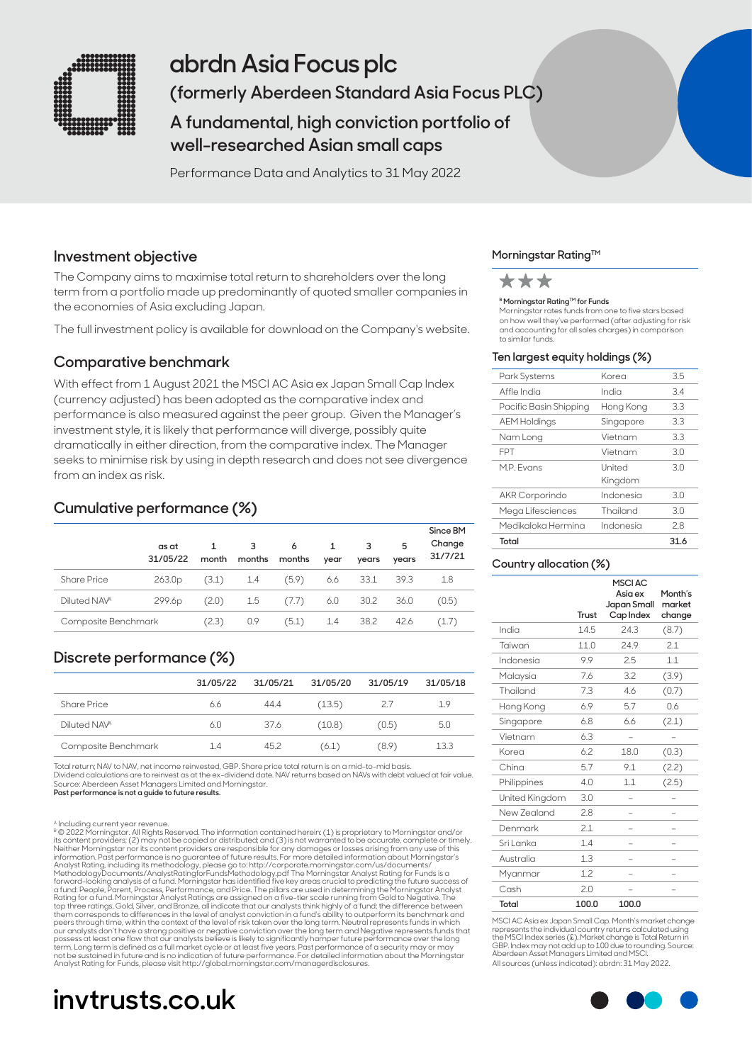# abrdn Asia Focus plc

## (formerly Aberdeen Standard Asia Focus PLC)

## A fundamental, high conviction portfolio of well-researched Asian small caps

Performance Data and Analytics to 31 May 2022

### Investment objective

The Company aims to maximise total return to shareholders over the long term from a portfolio made up predominantly of quoted smaller companies in the economies of Asia excluding Japan.

The full investment policy is available for download on the Company's website.

### Comparative benchmark

With effect from 1 August 2021 the MSCI AC Asia ex Japan Small Cap Index (currency adjusted) has been adopted as the comparative index and performance is also measured against the peer group. Given the Manager's investment style, it is likely that performance will diverge, possibly quite dramatically in either direction, from the comparative index. The Manager seeks to minimise risk by using in depth research and does not see divergence from an index as risk.

### Cumulative performance (%)

| | as at 31/05/22 | 1 month | 3 months | 6 months | 1 year | 3 years | 5 years | Since BM Change 31/7/21 |
|---|---|---|---|---|---|---|---|---|
| Share Price | 263.0p | (3.1) | 1.4 | (5.9) | 6.6 | 33.1 | 39.3 | 1.8 |
| Diluted NAV[A] | 299.6p | (2.0) | 1.5 | (7.7) | 6.0 | 30.2 | 36.0 | (0.5) |
| Composite Benchmark | | (2.3) | 0.9 | (5.1) | 1.4 | 38.2 | 42.6 | (1.7) |

### Discrete performance (%)

| | 31/05/22 | 31/05/21 | 31/05/20 | 31/05/19 | 31/05/18 |
|---|---|---|---|---|---|
| Share Price | 6.6 | 44.4 | (13.5) | 2.7 | 1.9 |
| Diluted NAV[A] | 6.0 | 37.6 | (10.8) | (0.5) | 5.0 |
| Composite Benchmark | 1.4 | 45.2 | (6.1) | (8.9) | 13.3 |

Total return; NAV to NAV, net income reinvested, GBP. Share price total return is on a mid-to-mid basis.
Dividend calculations are to reinvest as at the ex-dividend date. NAV returns based on NAVs with debt valued at fair value.
Source: Aberdeen Asset Managers Limited and Morningstar.
**Past performance is not a guide to future results.**

[A] Including current year revenue.
[B] © 2022 Morningstar. All Rights Reserved. The information contained herein: (1) is proprietary to Morningstar and/or its content providers; (2) may not be copied or distributed; and (3) is not warranted to be accurate, complete or timely. Neither Morningstar nor its content providers are responsible for any damages or losses arising from any use of this information. Past performance is no guarantee of future results. For more detailed information about Morningstar's Analyst Rating, including its methodology, please go to: http://corporate.morningstar.com/us/documents/MethodologyDocuments/AnalystRatingforFundsMethodology.pdf The Morningstar Analyst Rating for Funds is a forward-looking analysis of a fund. Morningstar has identified five key areas crucial to predicting the future success of a fund: People, Parent, Process, Performance, and Price. The pillars are used in determining the Morningstar Analyst Rating for a fund. Morningstar Analyst Ratings are assigned on a five-tier scale running from Gold to Negative. The top three ratings, Gold, Silver, and Bronze, all indicate that our analysts think highly of a fund; the difference between them corresponds to differences in the level of analyst conviction in a fund's ability to outperform its benchmark and peers through time, within the context of the level of risk taken over the long term. Neutral represents funds in which our analysts don't have a strong positive or negative conviction over the long term and Negative represents funds that possess at least one flaw that our analysts believe is likely to significantly hamper future performance over the long term. Long term is defined as a full market cycle or at least five years. Past performance of a security may or may not be sustained in future and is no indication of future performance. For detailed information about the Morningstar Analyst Rating for Funds, please visit http://global.morningstar.com/managerdisclosures.

### Morningstar Rating™

★★★

[B] **Morningstar Rating™ for Funds**
Morningstar rates funds from one to five stars based on how well they've performed (after adjusting for risk and accounting for all sales charges) in comparison to similar funds.

### Ten largest equity holdings (%)

| | | |
|---|---|---|
| Park Systems | Korea | 3.5 |
| Affle India | India | 3.4 |
| Pacific Basin Shipping | Hong Kong | 3.3 |
| AEM Holdings | Singapore | 3.3 |
| Nam Long | Vietnam | 3.3 |
| FPT | Vietnam | 3.0 |
| M.P. Evans | United Kingdom | 3.0 |
| AKR Corporindo | Indonesia | 3.0 |
| Mega Lifesciences | Thailand | 3.0 |
| Medikaloka Hermina | Indonesia | 2.8 |
| **Total** | | **31.6** |

### Country allocation (%)

| | Trust | MSCI AC Asia ex Japan Small Cap Index | Month's market change |
|---|---|---|---|
| India | 14.5 | 24.3 | (8.7) |
| Taiwan | 11.0 | 24.9 | 2.1 |
| Indonesia | 9.9 | 2.5 | 1.1 |
| Malaysia | 7.6 | 3.2 | (3.9) |
| Thailand | 7.3 | 4.6 | (0.7) |
| Hong Kong | 6.9 | 5.7 | 0.6 |
| Singapore | 6.8 | 6.6 | (2.1) |
| Vietnam | 6.3 | – | – |
| Korea | 6.2 | 18.0 | (0.3) |
| China | 5.7 | 9.1 | (2.2) |
| Philippines | 4.0 | 1.1 | (2.5) |
| United Kingdom | 3.0 | – | – |
| New Zealand | 2.8 | – | – |
| Denmark | 2.1 | – | – |
| Sri Lanka | 1.4 | – | – |
| Australia | 1.3 | – | – |
| Myanmar | 1.2 | – | – |
| Cash | 2.0 | – | – |
| **Total** | **100.0** | **100.0** | |

MSCI AC Asia ex Japan Small Cap. Month's market change represents the individual country returns calculated using the MSCI Index series (£). Market change is Total Return in GBP. Index may not add up to 100 due to rounding. Source: Aberdeen Asset Managers Limited and MSCI.
All sources (unless indicated): abrdn: 31 May 2022.

**invtrusts.co.uk**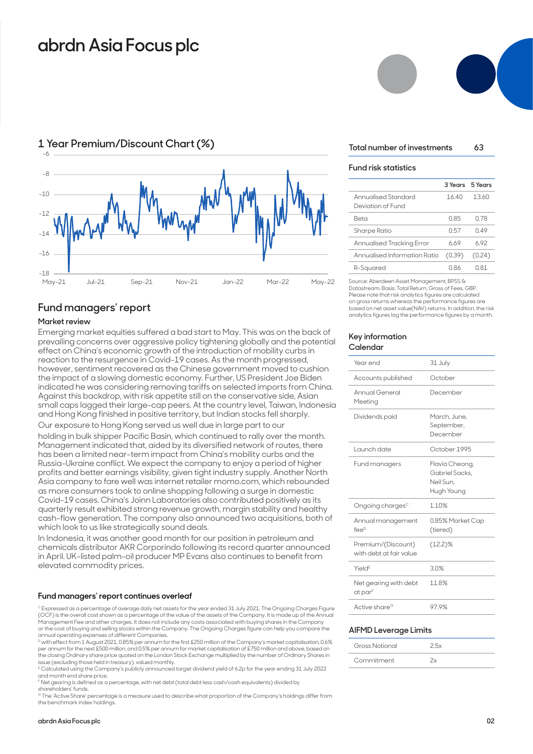# abrdn Asia Focus plc

## 1 Year Premium/Discount Chart (%)

-6
-8
-10
-12
-14
-16
-18
May-21 Jul-21 Sep-21 Nov-21 Jan-22 Mar-22 May-22

## Fund managers' report

### Market review

Emerging market equities suffered a bad start to May. This was on the back of prevailing concerns over aggressive policy tightening globally and the potential effect on China's economic growth of the introduction of mobility curbs in reaction to the resurgence in Covid-19 cases. As the month progressed, however, sentiment recovered as the Chinese government moved to cushion the impact of a slowing domestic economy. Further, US President Joe Biden indicated he was considering removing tariffs on selected imports from China. Against this backdrop, with risk appetite still on the conservative side, Asian small caps lagged their large-cap peers. At the country level, Taiwan, Indonesia and Hong Kong finished in positive territory, but Indian stocks fell sharply.

Our exposure to Hong Kong served us well due in large part to our holding in bulk shipper Pacific Basin, which continued to rally over the month. Management indicated that, aided by its diversified network of routes, there has been a limited near-term impact from China's mobility curbs and the Russia-Ukraine conflict. We expect the company to enjoy a period of higher profits and better earnings visibility, given tight industry supply. Another North Asia company to fare well was internet retailer momo.com, which rebounded as more consumers took to online shopping following a surge in domestic Covid-19 cases. China's Joinn Laboratories also contributed positively as its quarterly result exhibited strong revenue growth, margin stability and healthy cash-flow generation. The company also announced two acquisitions, both of which look to us like strategically sound deals.

In Indonesia, it was another good month for our position in petroleum and chemicals distributor AKR Corporindo following its record quarter announced in April. UK-listed palm-oil producer MP Evans also continues to benefit from elevated commodity prices.

**Fund managers' report continues overleaf**

[C] Expressed as a percentage of average daily net assets for the year ended 31 July 2021. The Ongoing Charges Figure (OCF) is the overall cost shown as a percentage of the value of the assets of the Company. It is made up of the Annual Management Fee and other charges. It does not include any costs associated with buying shares in the Company or the cost of buying and selling stocks within the Company. The Ongoing Charges figure can help you compare the annual operating expenses of different Companies.

[D] with effect from 1 August 2021, 0.85% per annum for the first £250 million of the Company's market capitalisation, 0.6% per annum for the next £500 million, and 0.5% per annum for market capitalisation of £750 million and above, based on the closing Ordinary share price quoted on the London Stock Exchange multiplied by the number of Ordinary Shares in issue (excluding those held in treasury), valued monthly.

[E] Calculated using the Company's publicly announced target dividend yield of 6.2p for the year ending 31 July 2022 and month end share price.

[F] Net gearing is defined as a percentage, with net debt (total debt less cash/cash equivalents) divided by shareholders' funds.

[G] The 'Active Share' percentage is a measure used to describe what proportion of the Company's holdings differ from the benchmark index holdings.

| Total number of investments | 63 |
|---|---|

### Fund risk statistics

| | 3 Years | 5 Years |
|---|---|---|
| Annualised Standard Deviation of Fund | 16.40 | 13.60 |
| Beta | 0.85 | 0.78 |
| Sharpe Ratio | 0.57 | 0.49 |
| Annualised Tracking Error | 6.69 | 6.92 |
| Annualised Information Ratio | (0.39) | (0.24) |
| R-Squared | 0.86 | 0.81 |

Source: Aberdeen Asset Management, BPSS & Datastream. Basis: Total Return, Gross of Fees, GBP. Please note that risk analytics figures are calculated on gross returns whereas the performance figures are based on net asset value(NAV) returns. In addition, the risk analytics figures lag the performance figures by a month.

### Key information Calendar

| | |
|---|---|
| Year end | 31 July |
| Accounts published | October |
| Annual General Meeting | December |
| Dividends paid | March, June, September, December |
| Launch date | October 1995 |
| Fund managers | Flavia Cheong, Gabriel Sacks, Neil Sun, Hugh Young |
| Ongoing charges[C] | 1.10% |
| Annual management fee[D] | 0.85% Market Cap (tiered) |
| Premium/(Discount) with debt at fair value | (12.2)% |
| Yield[E] | 3.0% |
| Net gearing with debt at par[F] | 11.8% |
| Active share[G] | 97.9% |

### AIFMD Leverage Limits

| | |
|---|---|
| Gross Notional | 2.5x |
| Commitment | 2x |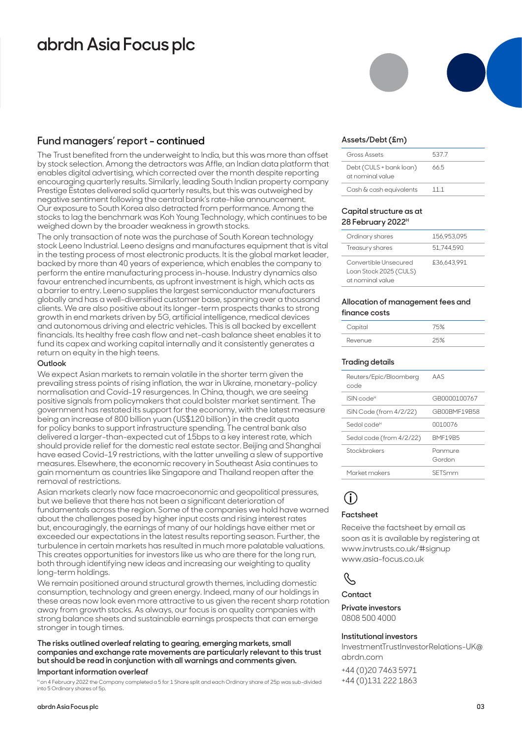# abrdn Asia Focus plc

## Fund managers' report - continued

The Trust benefited from the underweight to India, but this was more than offset by stock selection. Among the detractors was Affle, an Indian data platform that enables digital advertising, which corrected over the month despite reporting encouraging quarterly results. Similarly, leading South Indian property company Prestige Estates delivered solid quarterly results, but this was outweighed by negative sentiment following the central bank's rate-hike announcement. Our exposure to South Korea also detracted from performance. Among the stocks to lag the benchmark was Koh Young Technology, which continues to be weighed down by the broader weakness in growth stocks.

The only transaction of note was the purchase of South Korean technology stock Leeno Industrial. Leeno designs and manufactures equipment that is vital in the testing process of most electronic products. It is the global market leader, backed by more than 40 years of experience, which enables the company to perform the entire manufacturing process in-house. Industry dynamics also favour entrenched incumbents, as upfront investment is high, which acts as a barrier to entry. Leeno supplies the largest semiconductor manufacturers globally and has a well-diversified customer base, spanning over a thousand clients. We are also positive about its longer-term prospects thanks to strong growth in end markets driven by 5G, artificial intelligence, medical devices and autonomous driving and electric vehicles. This is all backed by excellent financials. Its healthy free cash flow and net-cash balance sheet enables it to fund its capex and working capital internally and it consistently generates a return on equity in the high teens.

### Outlook

We expect Asian markets to remain volatile in the shorter term given the prevailing stress points of rising inflation, the war in Ukraine, monetary-policy normalisation and Covid-19 resurgences. In China, though, we are seeing positive signals from policymakers that could bolster market sentiment. The government has restated its support for the economy, with the latest measure being an increase of 800 billion yuan (US$120 billion) in the credit quota for policy banks to support infrastructure spending. The central bank also delivered a larger-than-expected cut of 15bps to a key interest rate, which should provide relief for the domestic real estate sector. Beijing and Shanghai have eased Covid-19 restrictions, with the latter unveiling a slew of supportive measures. Elsewhere, the economic recovery in Southeast Asia continues to gain momentum as countries like Singapore and Thailand reopen after the removal of restrictions.

Asian markets clearly now face macroeconomic and geopolitical pressures, but we believe that there has not been a significant deterioration of fundamentals across the region. Some of the companies we hold have warned about the challenges posed by higher input costs and rising interest rates but, encouragingly, the earnings of many of our holdings have either met or exceeded our expectations in the latest results reporting season. Further, the turbulence in certain markets has resulted in much more palatable valuations. This creates opportunities for investors like us who are there for the long run, both through identifying new ideas and increasing our weighting to quality long-term holdings.

We remain positioned around structural growth themes, including domestic consumption, technology and green energy. Indeed, many of our holdings in these areas now look even more attractive to us given the recent sharp rotation away from growth stocks. As always, our focus is on quality companies with strong balance sheets and sustainable earnings prospects that can emerge stronger in tough times.

**The risks outlined overleaf relating to gearing, emerging markets, small companies and exchange rate movements are particularly relevant to this trust but should be read in conjunction with all warnings and comments given.**

**Important information overleaf**

[H] on 4 February 2022 the Company completed a 5 for 1 Share split and each Ordinary share of 25p was sub-divided into 5 Ordinary shares of 5p.

### Assets/Debt (£m)

| | |
|---|---|
| Gross Assets | 537.7 |
| Debt (CULS + bank loan) at nominal value | 66.5 |
| Cash & cash equivalents | 11.1 |

### Capital structure as at 28 February 2022[H]

| | |
|---|---|
| Ordinary shares | 156,953,095 |
| Treasury shares | 51,744,590 |
| Convertible Unsecured Loan Stock 2025 (CULS) at nominal value | £36,643,991 |

### Allocation of management fees and finance costs

| | |
|---|---|
| Capital | 75% |
| Revenue | 25% |

### Trading details

| | |
|---|---|
| Reuters/Epic/Bloomberg code | AAS |
| ISIN code[H] | GB0000100767 |
| ISIN Code (from 4/2/22) | GB00BMF19B58 |
| Sedol code[H] | 0010076 |
| Sedol code (from 4/2/22) | BMF19B5 |
| Stockbrokers | Panmure Gordon |
| Market makers | SETSmm |

### Factsheet

Receive the factsheet by email as soon as it is available by registering at www.invtrusts.co.uk/#signup www.asia-focus.co.uk

### Contact

**Private investors**
0808 500 4000

**Institutional investors**
InvestmentTrustInvestorRelations-UK@abrdn.com

+44 (0)20 7463 5971
+44 (0)131 222 1863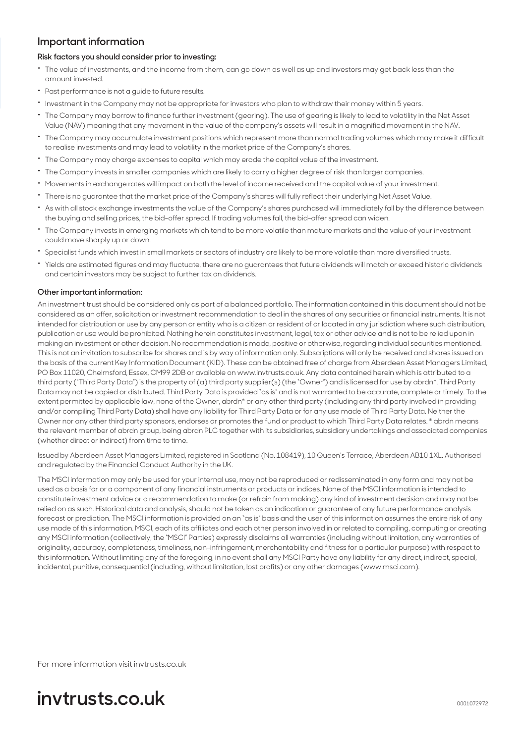## Important information

### Risk factors you should consider prior to investing:

- The value of investments, and the income from them, can go down as well as up and investors may get back less than the amount invested.
- Past performance is not a guide to future results.
- Investment in the Company may not be appropriate for investors who plan to withdraw their money within 5 years.
- The Company may borrow to finance further investment (gearing). The use of gearing is likely to lead to volatility in the Net Asset Value (NAV) meaning that any movement in the value of the company's assets will result in a magnified movement in the NAV.
- The Company may accumulate investment positions which represent more than normal trading volumes which may make it difficult to realise investments and may lead to volatility in the market price of the Company's shares.
- The Company may charge expenses to capital which may erode the capital value of the investment.
- The Company invests in smaller companies which are likely to carry a higher degree of risk than larger companies.
- Movements in exchange rates will impact on both the level of income received and the capital value of your investment.
- There is no guarantee that the market price of the Company's shares will fully reflect their underlying Net Asset Value.
- As with all stock exchange investments the value of the Company's shares purchased will immediately fall by the difference between the buying and selling prices, the bid-offer spread. If trading volumes fall, the bid-offer spread can widen.
- The Company invests in emerging markets which tend to be more volatile than mature markets and the value of your investment could move sharply up or down.
- Specialist funds which invest in small markets or sectors of industry are likely to be more volatile than more diversified trusts.
- Yields are estimated figures and may fluctuate, there are no guarantees that future dividends will match or exceed historic dividends and certain investors may be subject to further tax on dividends.

### Other important information:

An investment trust should be considered only as part of a balanced portfolio. The information contained in this document should not be considered as an offer, solicitation or investment recommendation to deal in the shares of any securities or financial instruments. It is not intended for distribution or use by any person or entity who is a citizen or resident of or located in any jurisdiction where such distribution, publication or use would be prohibited. Nothing herein constitutes investment, legal, tax or other advice and is not to be relied upon in making an investment or other decision. No recommendation is made, positive or otherwise, regarding individual securities mentioned. This is not an invitation to subscribe for shares and is by way of information only. Subscriptions will only be received and shares issued on the basis of the current Key Information Document (KID). These can be obtained free of charge from Aberdeen Asset Managers Limited, PO Box 11020, Chelmsford, Essex, CM99 2DB or available on www.invtrusts.co.uk. Any data contained herein which is attributed to a third party ("Third Party Data") is the property of (a) third party supplier(s) (the "Owner") and is licensed for use by abrdn*. Third Party Data may not be copied or distributed. Third Party Data is provided "as is" and is not warranted to be accurate, complete or timely. To the extent permitted by applicable law, none of the Owner, abrdn* or any other third party (including any third party involved in providing and/or compiling Third Party Data) shall have any liability for Third Party Data or for any use made of Third Party Data. Neither the Owner nor any other third party sponsors, endorses or promotes the fund or product to which Third Party Data relates. * abrdn means the relevant member of abrdn group, being abrdn PLC together with its subsidiaries, subsidiary undertakings and associated companies (whether direct or indirect) from time to time.

Issued by Aberdeen Asset Managers Limited, registered in Scotland (No. 108419), 10 Queen's Terrace, Aberdeen AB10 1XL. Authorised and regulated by the Financial Conduct Authority in the UK.

The MSCI information may only be used for your internal use, may not be reproduced or redisseminated in any form and may not be used as a basis for or a component of any financial instruments or products or indices. None of the MSCI information is intended to constitute investment advice or a recommendation to make (or refrain from making) any kind of investment decision and may not be relied on as such. Historical data and analysis, should not be taken as an indication or guarantee of any future performance analysis forecast or prediction. The MSCI information is provided on an "as is" basis and the user of this information assumes the entire risk of any use made of this information. MSCI, each of its affiliates and each other person involved in or related to compiling, computing or creating any MSCI information (collectively, the "MSCI" Parties) expressly disclaims all warranties (including without limitation, any warranties of originality, accuracy, completeness, timeliness, non-infringement, merchantability and fitness for a particular purpose) with respect to this information. Without limiting any of the foregoing, in no event shall any MSCI Party have any liability for any direct, indirect, special, incidental, punitive, consequential (including, without limitation, lost profits) or any other damages (www.msci.com).

For more information visit invtrusts.co.uk

# invtrusts.co.uk

0001072972